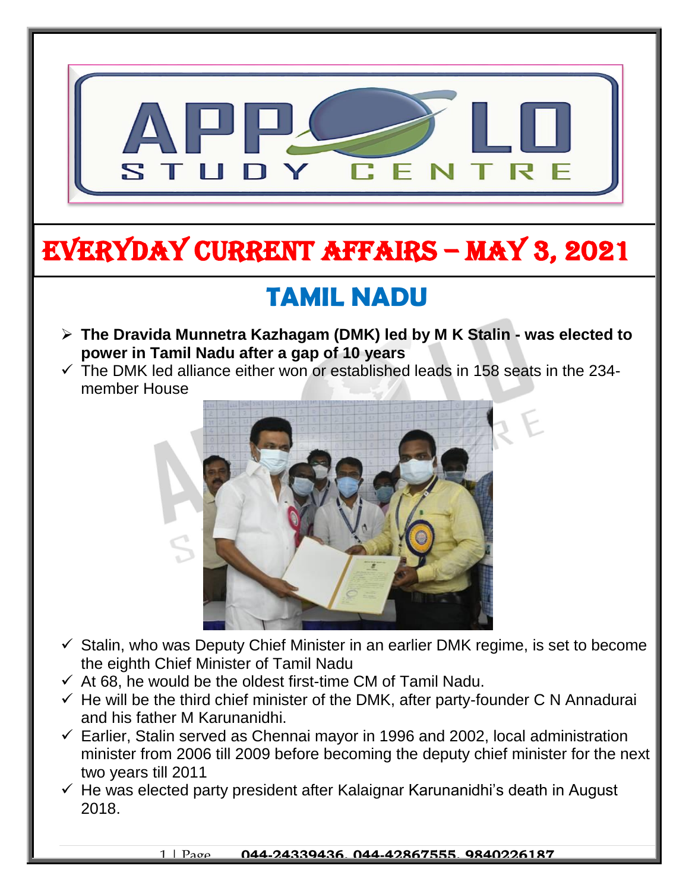# EVERYDAY CURRENT AFFAIRS – MAY 3, 2021

## TAMIL NADU

- **The Dravida Munnetra Kazhagam (DMK) led by M K Stalin - was elected to power in Tamil Nadu after a gap of 10 years**
- ✓ The DMK led alliance either won or established leads in 158 seats in the 234-member House
- ✓ Stalin, who was Deputy Chief Minister in an earlier DMK regime, is set to become the eighth Chief Minister of Tamil Nadu
- ✓ At 68, he would be the oldest first-time CM of Tamil Nadu.
- ✓ He will be the third chief minister of the DMK, after party-founder C N Annadurai and his father M Karunanidhi.
- ✓ Earlier, Stalin served as Chennai mayor in 1996 and 2002, local administration minister from 2006 till 2009 before becoming the deputy chief minister for the next two years till 2011
- ✓ He was elected party president after Kalaignar Karunanidhi's death in August 2018.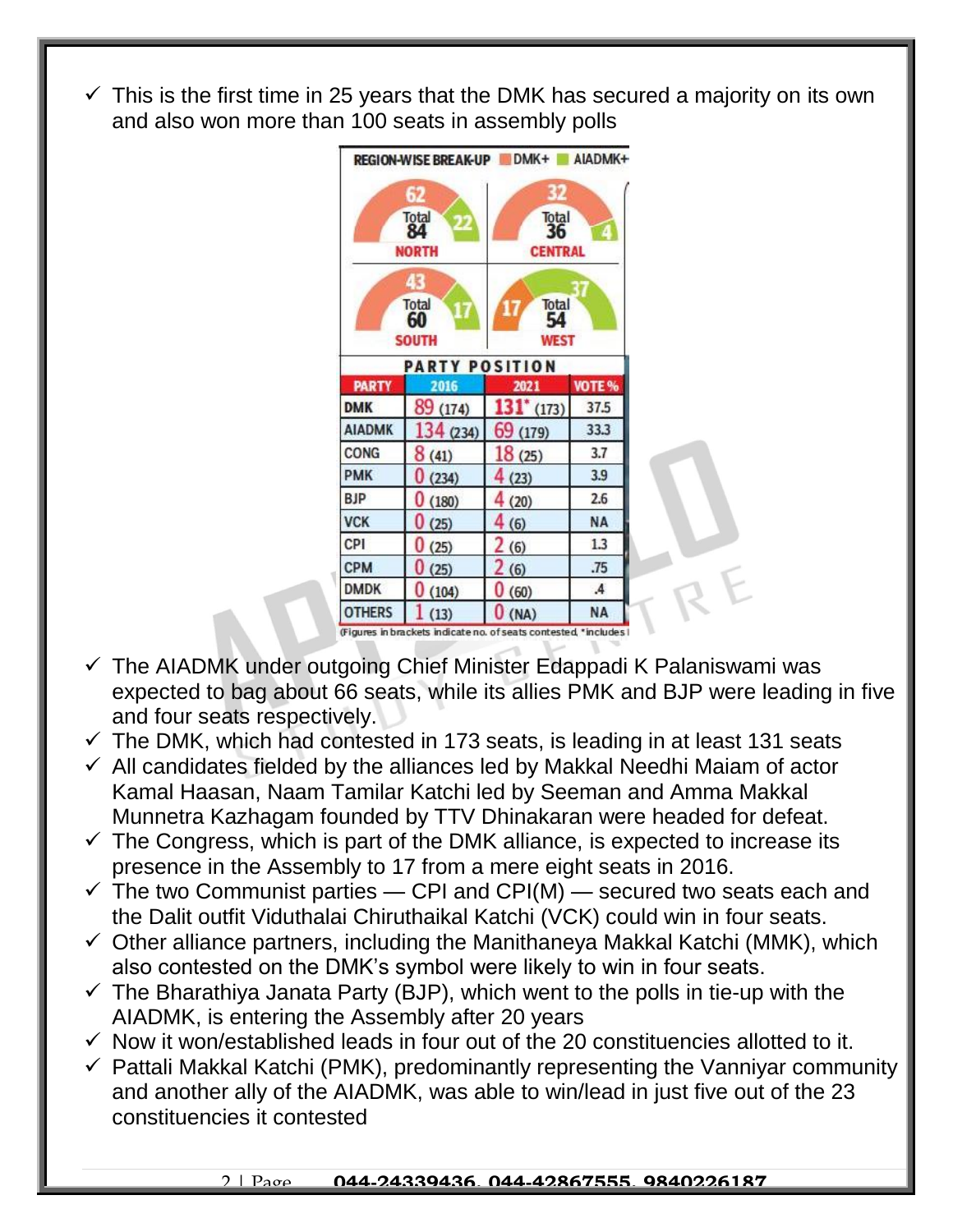- ✓ This is the first time in 25 years that the DMK has secured a majority on its own and also won more than 100 seats in assembly polls

REGION-WISE BREAK-UP DMK+ AIADMK+

| Region | DMK+ | AIADMK+ | Total |
|---|---|---|---|
| NORTH | 62 | 22 | 84 |
| CENTRAL | 32 | 4 | 36 |
| SOUTH | 43 | 17 | 60 |
| WEST | 17 | 37 | 54 |

PARTY POSITION

| PARTY | 2016 | 2021 | VOTE % |
|---|---|---|---|
| DMK | 89 (174) | 131* (173) | 37.5 |
| AIADMK | 134 (234) | 69 (179) | 33.3 |
| CONG | 8 (41) | 18 (25) | 3.7 |
| PMK | 0 (234) | 4 (23) | 3.9 |
| BJP | 0 (180) | 4 (20) | 2.6 |
| VCK | 0 (25) | 4 (6) | NA |
| CPI | 0 (25) | 2 (6) | 1.3 |
| CPM | 0 (25) | 2 (6) | .75 |
| DMDK | 0 (104) | 0 (60) | .4 |
| OTHERS | 1 (13) | 0 (NA) | NA |

(Figures in brackets indicate no. of seats contested. *includes

- ✓ The AIADMK under outgoing Chief Minister Edappadi K Palaniswami was expected to bag about 66 seats, while its allies PMK and BJP were leading in five and four seats respectively.
- ✓ The DMK, which had contested in 173 seats, is leading in at least 131 seats
- ✓ All candidates fielded by the alliances led by Makkal Needhi Maiam of actor Kamal Haasan, Naam Tamilar Katchi led by Seeman and Amma Makkal Munnetra Kazhagam founded by TTV Dhinakaran were headed for defeat.
- ✓ The Congress, which is part of the DMK alliance, is expected to increase its presence in the Assembly to 17 from a mere eight seats in 2016.
- ✓ The two Communist parties — CPI and CPI(M) — secured two seats each and the Dalit outfit Viduthalai Chiruthaikal Katchi (VCK) could win in four seats.
- ✓ Other alliance partners, including the Manithaneya Makkal Katchi (MMK), which also contested on the DMK's symbol were likely to win in four seats.
- ✓ The Bharathiya Janata Party (BJP), which went to the polls in tie-up with the AIADMK, is entering the Assembly after 20 years
- ✓ Now it won/established leads in four out of the 20 constituencies allotted to it.
- ✓ Pattali Makkal Katchi (PMK), predominantly representing the Vanniyar community and another ally of the AIADMK, was able to win/lead in just five out of the 23 constituencies it contested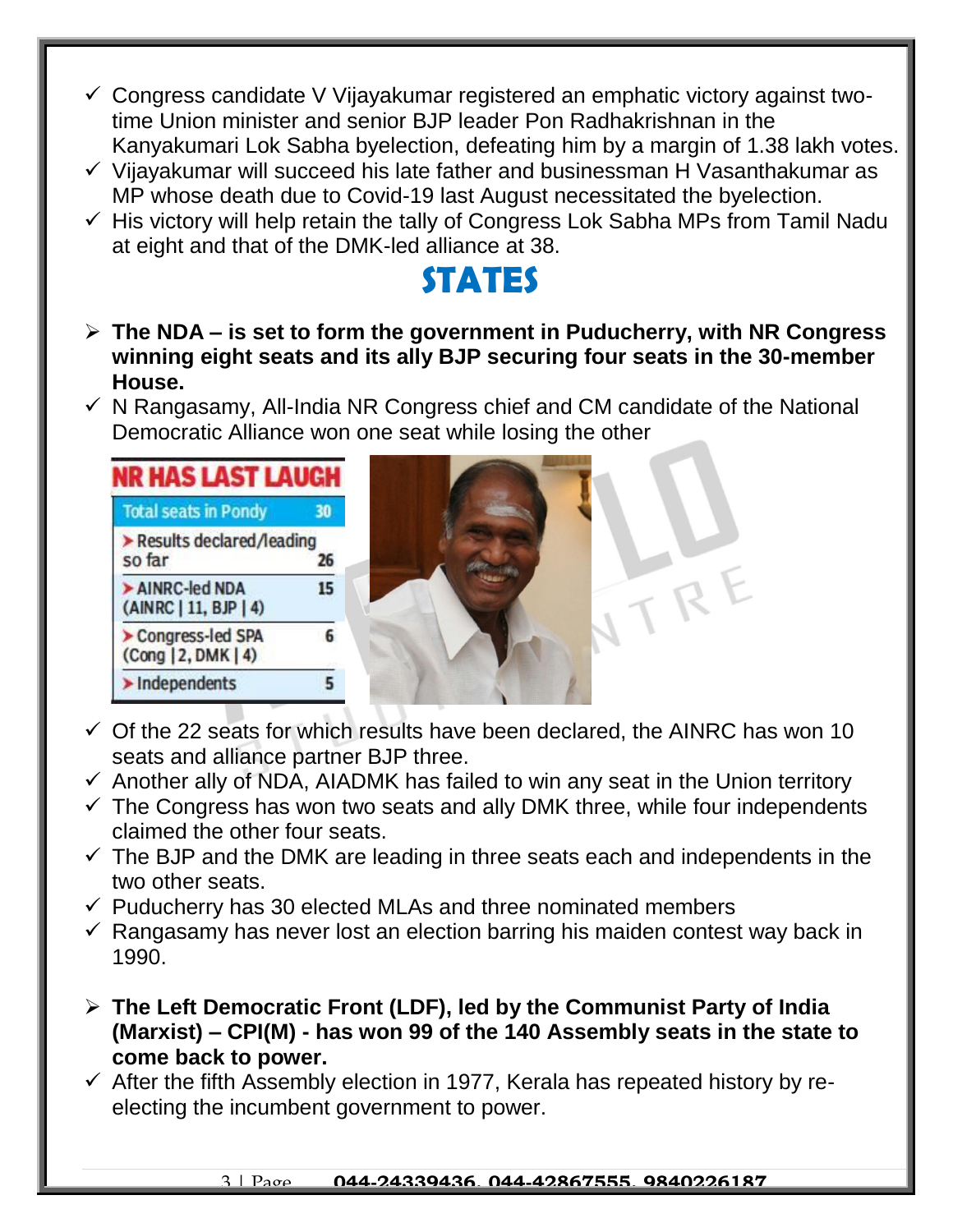- ✓ Congress candidate V Vijayakumar registered an emphatic victory against two-time Union minister and senior BJP leader Pon Radhakrishnan in the Kanyakumari Lok Sabha byelection, defeating him by a margin of 1.38 lakh votes.
- ✓ Vijayakumar will succeed his late father and businessman H Vasanthakumar as MP whose death due to Covid-19 last August necessitated the byelection.
- ✓ His victory will help retain the tally of Congress Lok Sabha MPs from Tamil Nadu at eight and that of the DMK-led alliance at 38.

# STATES

- ➢ **The NDA – is set to form the government in Puducherry, with NR Congress winning eight seats and its ally BJP securing four seats in the 30-member House.**
- ✓ N Rangasamy, All-India NR Congress chief and CM candidate of the National Democratic Alliance won one seat while losing the other

**NR HAS LAST LAUGH**

| Total seats in Pondy | 30 |
|---|---|
| Results declared/leading so far | 26 |
| AINRC-led NDA (AINRC \| 11, BJP \| 4) | 15 |
| Congress-led SPA (Cong \| 2, DMK \| 4) | 6 |
| Independents | 5 |

- ✓ Of the 22 seats for which results have been declared, the AINRC has won 10 seats and alliance partner BJP three.
- ✓ Another ally of NDA, AIADMK has failed to win any seat in the Union territory
- ✓ The Congress has won two seats and ally DMK three, while four independents claimed the other four seats.
- ✓ The BJP and the DMK are leading in three seats each and independents in the two other seats.
- ✓ Puducherry has 30 elected MLAs and three nominated members
- ✓ Rangasamy has never lost an election barring his maiden contest way back in 1990.

- ➢ **The Left Democratic Front (LDF), led by the Communist Party of India (Marxist) – CPI(M) - has won 99 of the 140 Assembly seats in the state to come back to power.**
- ✓ After the fifth Assembly election in 1977, Kerala has repeated history by re-electing the incumbent government to power.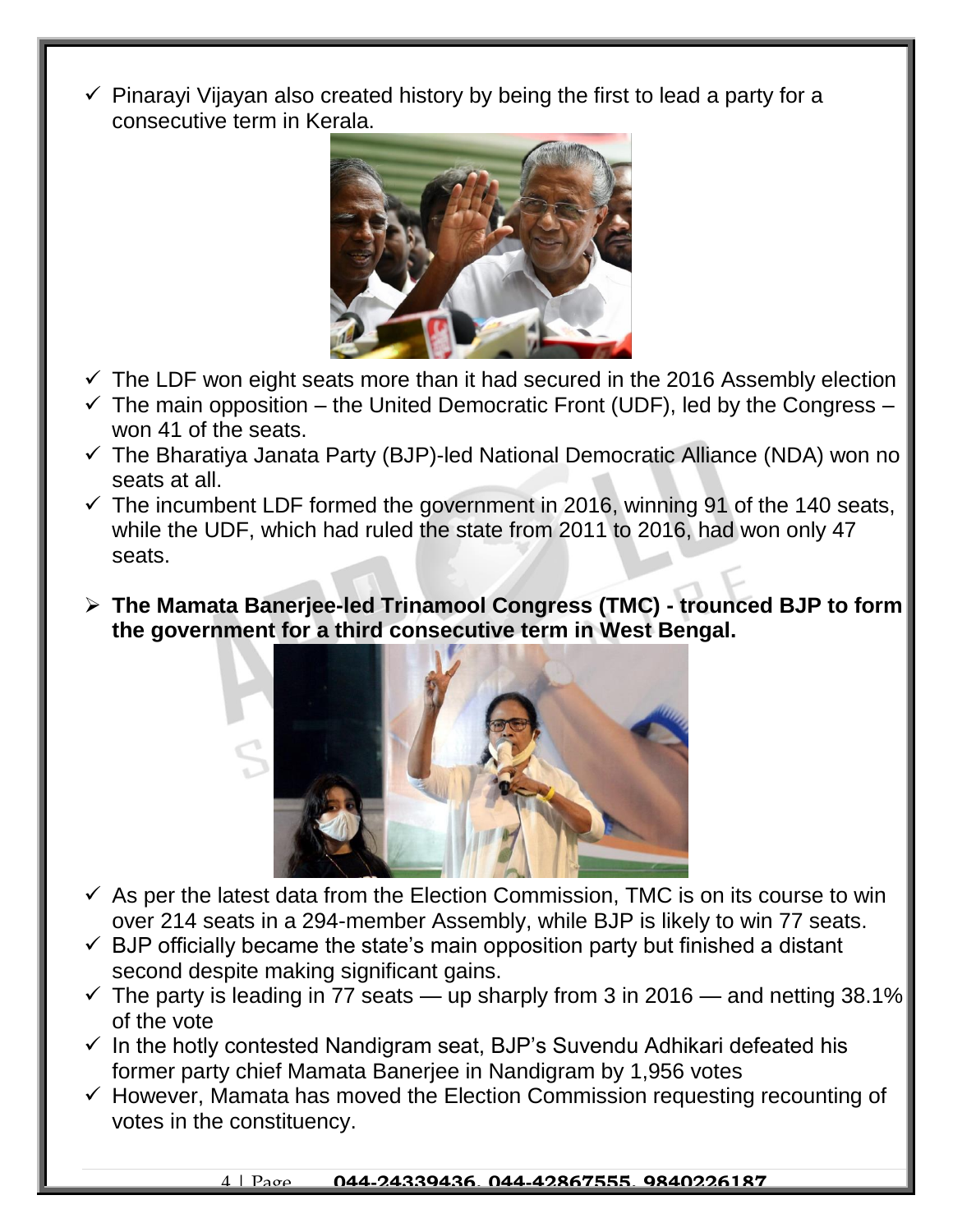- ✓ Pinarayi Vijayan also created history by being the first to lead a party for a consecutive term in Kerala.
- ✓ The LDF won eight seats more than it had secured in the 2016 Assembly election
- ✓ The main opposition – the United Democratic Front (UDF), led by the Congress – won 41 of the seats.
- ✓ The Bharatiya Janata Party (BJP)-led National Democratic Alliance (NDA) won no seats at all.
- ✓ The incumbent LDF formed the government in 2016, winning 91 of the 140 seats, while the UDF, which had ruled the state from 2011 to 2016, had won only 47 seats.

➢ **The Mamata Banerjee-led Trinamool Congress (TMC) - trounced BJP to form the government for a third consecutive term in West Bengal.**

- ✓ As per the latest data from the Election Commission, TMC is on its course to win over 214 seats in a 294-member Assembly, while BJP is likely to win 77 seats.
- ✓ BJP officially became the state's main opposition party but finished a distant second despite making significant gains.
- ✓ The party is leading in 77 seats — up sharply from 3 in 2016 — and netting 38.1% of the vote
- ✓ In the hotly contested Nandigram seat, BJP's Suvendu Adhikari defeated his former party chief Mamata Banerjee in Nandigram by 1,956 votes
- ✓ However, Mamata has moved the Election Commission requesting recounting of votes in the constituency.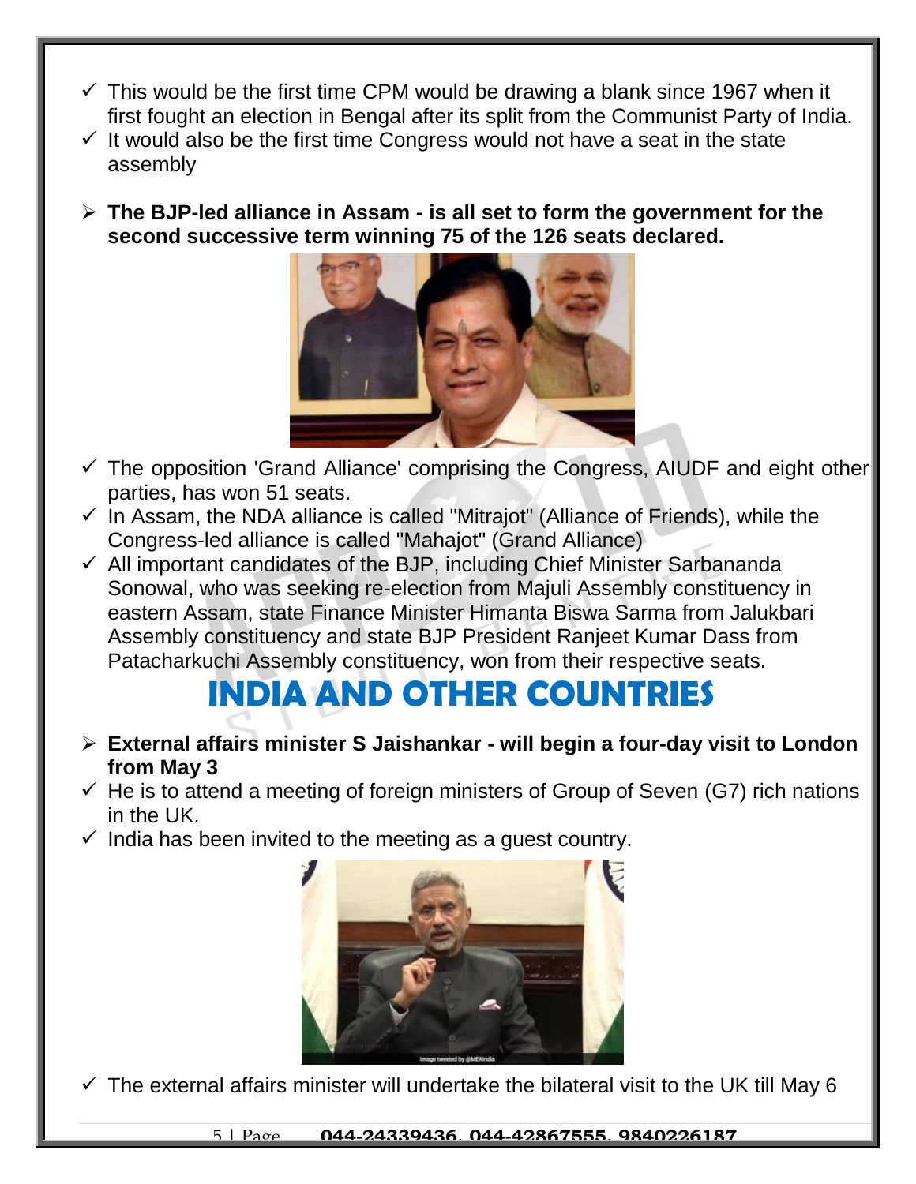- ✓ This would be the first time CPM would be drawing a blank since 1967 when it first fought an election in Bengal after its split from the Communist Party of India.
- ✓ It would also be the first time Congress would not have a seat in the state assembly

- **The BJP-led alliance in Assam - is all set to form the government for the second successive term winning 75 of the 126 seats declared.**

- ✓ The opposition 'Grand Alliance' comprising the Congress, AIUDF and eight other parties, has won 51 seats.
- ✓ In Assam, the NDA alliance is called "Mitrajot" (Alliance of Friends), while the Congress-led alliance is called "Mahajot" (Grand Alliance)
- ✓ All important candidates of the BJP, including Chief Minister Sarbananda Sonowal, who was seeking re-election from Majuli Assembly constituency in eastern Assam, state Finance Minister Himanta Biswa Sarma from Jalukbari Assembly constituency and state BJP President Ranjeet Kumar Dass from Patacharkuchi Assembly constituency, won from their respective seats.

# INDIA AND OTHER COUNTRIES

- **External affairs minister S Jaishankar - will begin a four-day visit to London from May 3**
- ✓ He is to attend a meeting of foreign ministers of Group of Seven (G7) rich nations in the UK.
- ✓ India has been invited to the meeting as a guest country.

- ✓ The external affairs minister will undertake the bilateral visit to the UK till May 6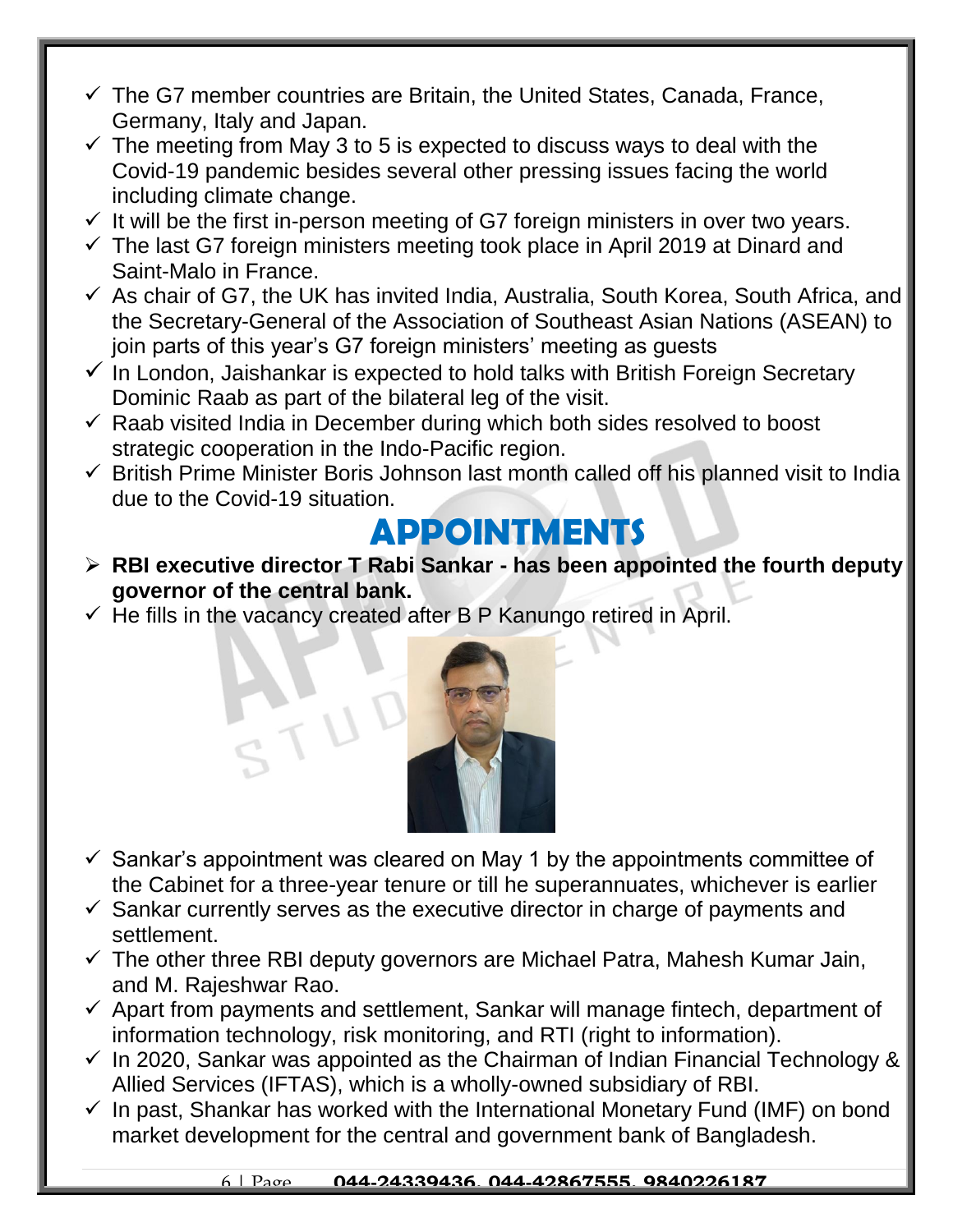- ✓ The G7 member countries are Britain, the United States, Canada, France, Germany, Italy and Japan.
- ✓ The meeting from May 3 to 5 is expected to discuss ways to deal with the Covid-19 pandemic besides several other pressing issues facing the world including climate change.
- ✓ It will be the first in-person meeting of G7 foreign ministers in over two years.
- ✓ The last G7 foreign ministers meeting took place in April 2019 at Dinard and Saint-Malo in France.
- ✓ As chair of G7, the UK has invited India, Australia, South Korea, South Africa, and the Secretary-General of the Association of Southeast Asian Nations (ASEAN) to join parts of this year's G7 foreign ministers' meeting as guests
- ✓ In London, Jaishankar is expected to hold talks with British Foreign Secretary Dominic Raab as part of the bilateral leg of the visit.
- ✓ Raab visited India in December during which both sides resolved to boost strategic cooperation in the Indo-Pacific region.
- ✓ British Prime Minister Boris Johnson last month called off his planned visit to India due to the Covid-19 situation.

# APPOINTMENTS

- **RBI executive director T Rabi Sankar - has been appointed the fourth deputy governor of the central bank.**
- ✓ He fills in the vacancy created after B P Kanungo retired in April.
- ✓ Sankar's appointment was cleared on May 1 by the appointments committee of the Cabinet for a three-year tenure or till he superannuates, whichever is earlier
- ✓ Sankar currently serves as the executive director in charge of payments and settlement.
- ✓ The other three RBI deputy governors are Michael Patra, Mahesh Kumar Jain, and M. Rajeshwar Rao.
- ✓ Apart from payments and settlement, Sankar will manage fintech, department of information technology, risk monitoring, and RTI (right to information).
- ✓ In 2020, Sankar was appointed as the Chairman of Indian Financial Technology & Allied Services (IFTAS), which is a wholly-owned subsidiary of RBI.
- ✓ In past, Shankar has worked with the International Monetary Fund (IMF) on bond market development for the central and government bank of Bangladesh.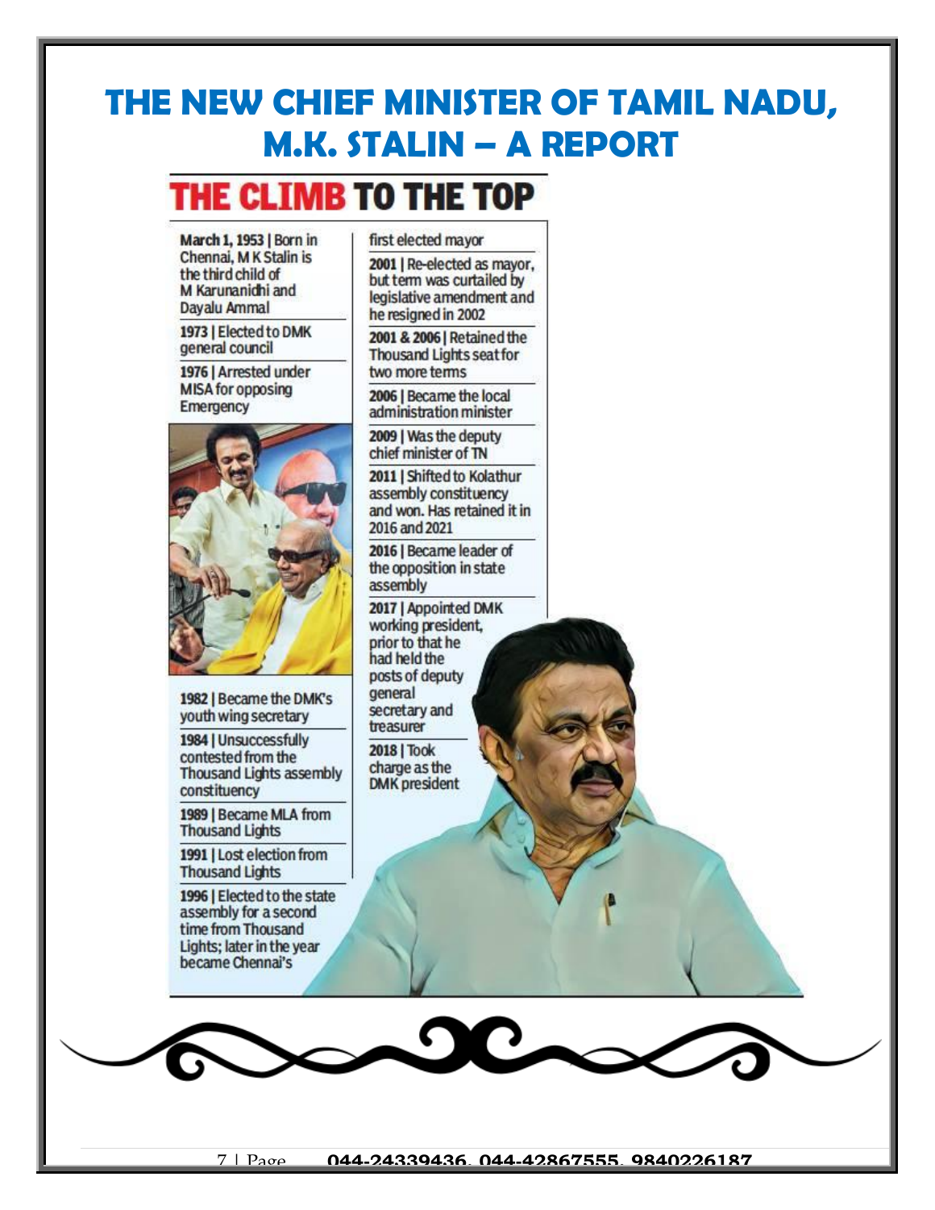# THE NEW CHIEF MINISTER OF TAMIL NADU, M.K. STALIN – A REPORT

## THE CLIMB TO THE TOP

**March 1, 1953** | Born in Chennai, M K Stalin is the third child of M Karunanidhi and Dayalu Ammal

**1973** | Elected to DMK general council

**1976** | Arrested under MISA for opposing Emergency

**1982** | Became the DMK's youth wing secretary

**1984** | Unsuccessfully contested from the Thousand Lights assembly constituency

**1989** | Became MLA from Thousand Lights

**1991** | Lost election from Thousand Lights

**1996** | Elected to the state assembly for a second time from Thousand Lights; later in the year became Chennai's first elected mayor

**2001** | Re-elected as mayor, but term was curtailed by legislative amendment and he resigned in 2002

**2001 & 2006** | Retained the Thousand Lights seat for two more terms

**2006** | Became the local administration minister

**2009** | Was the deputy chief minister of TN

**2011** | Shifted to Kolathur assembly constituency and won. Has retained it in 2016 and 2021

**2016** | Became leader of the opposition in state assembly

**2017** | Appointed DMK working president, prior to that he had held the posts of deputy general secretary and treasurer

**2018** | Took charge as the DMK president